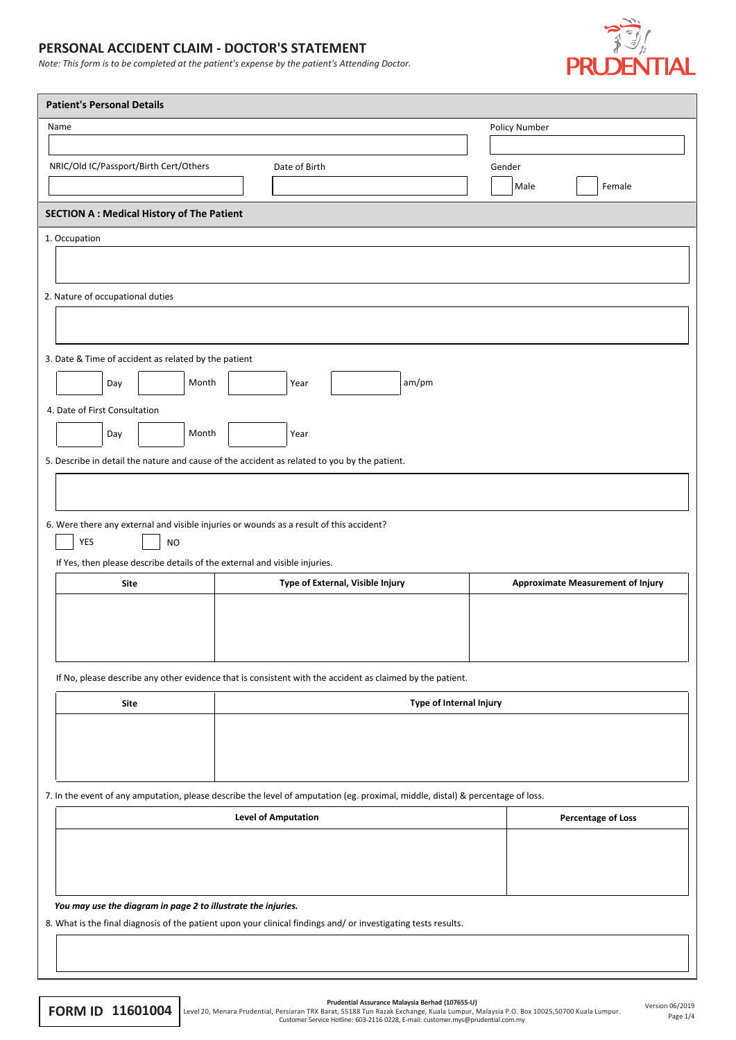# PERSONAL ACCIDENT CLAIM - DOCTOR'S STATEMENT

*Note: This form is to be completed at the patient's expense by the patient's Attending Doctor.*

## Patient's Personal Details

Name

Policy Number

NRIC/Old IC/Passport/Birth Cert/Others

Date of Birth

Gender

☐ Male ☐ Female

## SECTION A : Medical History of The Patient

1. Occupation

2. Nature of occupational duties

3. Date & Time of accident as related by the patient

Day ____ Month ____ Year ____ am/pm

4. Date of First Consultation

Day ____ Month ____ Year

5. Describe in detail the nature and cause of the accident as related to you by the patient.

6. Were there any external and visible injuries or wounds as a result of this accident?

☐ YES ☐ NO

If Yes, then please describe details of the external and visible injuries.

| Site | Type of External, Visible Injury | Approximate Measurement of Injury |
|---|---|---|
| | | |

If No, please describe any other evidence that is consistent with the accident as claimed by the patient.

| Site | Type of Internal Injury |
|---|---|
| | |

7. In the event of any amputation, please describe the level of amputation (eg. proximal, middle, distal) & percentage of loss.

| Level of Amputation | Percentage of Loss |
|---|---|
| | |

***You may use the diagram in page 2 to illustrate the injuries.***

8. What is the final diagnosis of the patient upon your clinical findings and/ or investigating tests results.

**FORM ID 11601004**

**Prudential Assurance Malaysia Berhad (107655-U)**
Level 20, Menara Prudential, Persiaran TRX Barat, 55188 Tun Razak Exchange, Kuala Lumpur, Malaysia P.O. Box 10025,50700 Kuala Lumpur.
Customer Service Hotline: 603-2116 0228, E-mail: customer.mys@prudential.com.my

Version 06/2019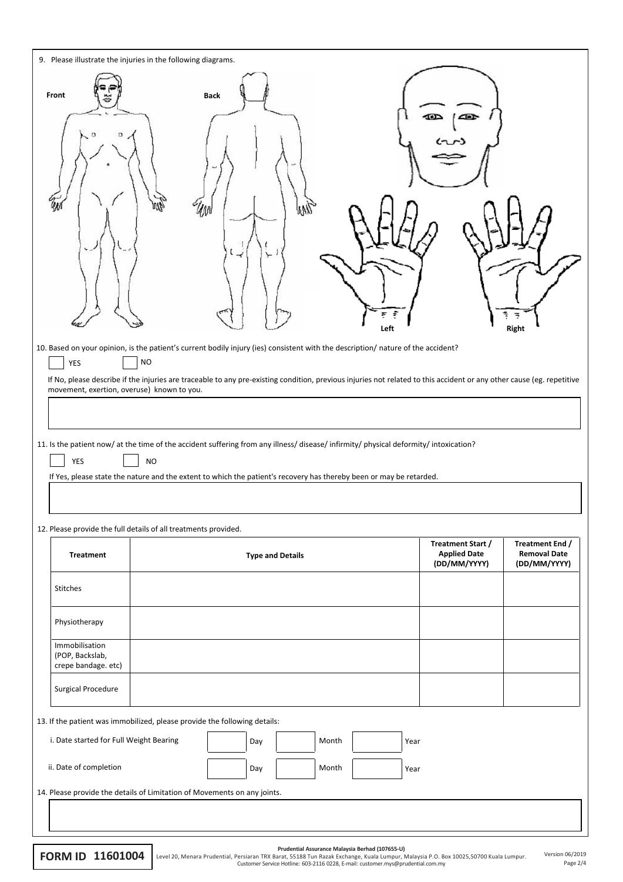9. Please illustrate the injuries in the following diagrams.

Front

Back

Left

Right

10. Based on your opinion, is the patient's current bodily injury (ies) consistent with the description/ nature of the accident?

☐ YES ☐ NO

If No, please describe if the injuries are traceable to any pre-existing condition, previous injuries not related to this accident or any other cause (eg. repetitive movement, exertion, overuse) known to you.

11. Is the patient now/ at the time of the accident suffering from any illness/ disease/ infirmity/ physical deformity/ intoxication?

☐ YES ☐ NO

If Yes, please state the nature and the extent to which the patient's recovery has thereby been or may be retarded.

12. Please provide the full details of all treatments provided.

| Treatment | Type and Details | Treatment Start / Applied Date (DD/MM/YYYY) | Treatment End / Removal Date (DD/MM/YYYY) |
|---|---|---|---|
| Stitches | | | |
| Physiotherapy | | | |
| Immobilisation (POP, Backslab, crepe bandage. etc) | | | |
| Surgical Procedure | | | |

13. If the patient was immobilized, please provide the following details:

i. Date started for Full Weight Bearing ☐ Day ☐ Month ☐ Year

ii. Date of completion ☐ Day ☐ Month ☐ Year

14. Please provide the details of Limitation of Movements on any joints.

**FORM ID 11601004**

**Prudential Assurance Malaysia Berhad (107655-U)**
Level 20, Menara Prudential, Persiaran TRX Barat, 55188 Tun Razak Exchange, Kuala Lumpur, Malaysia P.O. Box 10025,50700 Kuala Lumpur.
Customer Service Hotline: 603-2116 0228, E-mail: customer.mys@prudential.com.my

Version 06/2019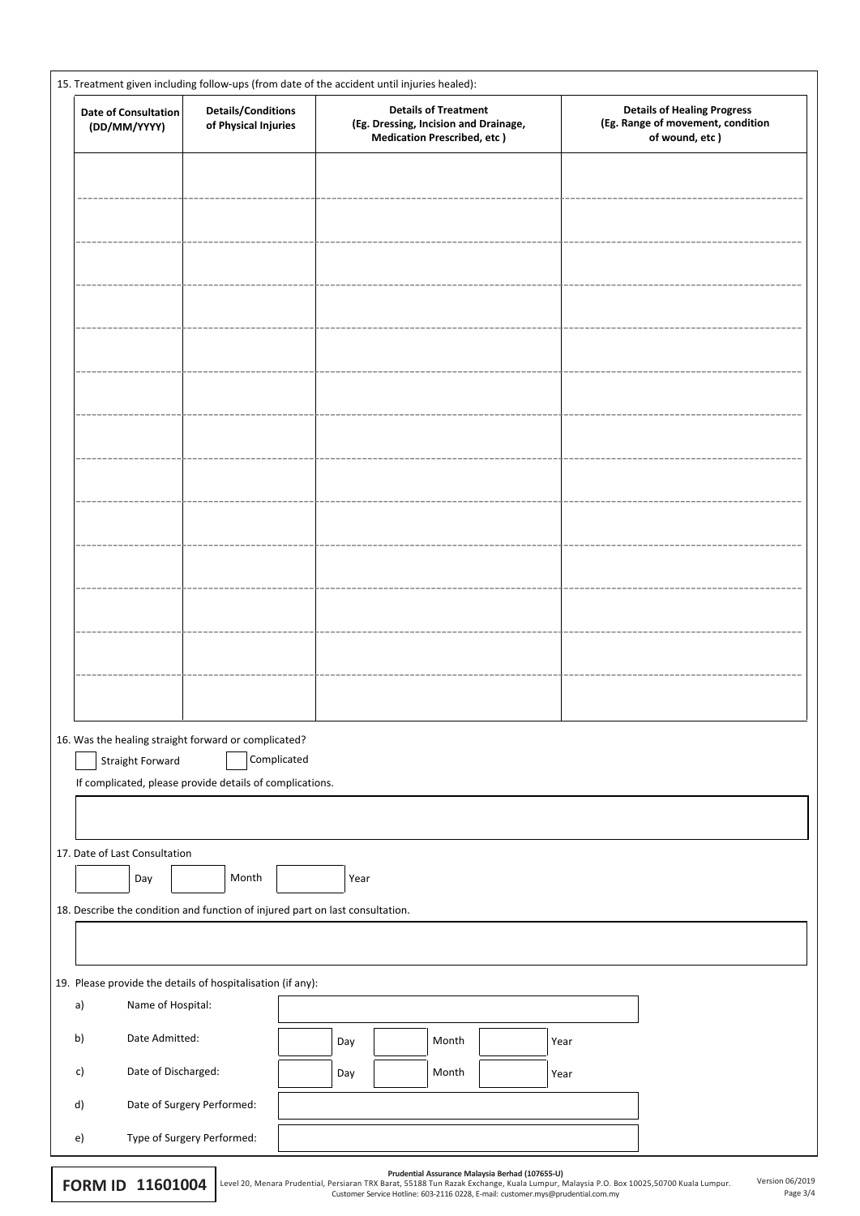15. Treatment given including follow-ups (from date of the accident until injuries healed):

| Date of Consultation (DD/MM/YYYY) | Details/Conditions of Physical Injuries | Details of Treatment (Eg. Dressing, Incision and Drainage, Medication Prescribed, etc ) | Details of Healing Progress (Eg. Range of movement, condition of wound, etc ) |
|---|---|---|---|
| | | | |
| | | | |
| | | | |
| | | | |
| | | | |
| | | | |
| | | | |
| | | | |
| | | | |
| | | | |
| | | | |
| | | | |
| | | | |

16. Was the healing straight forward or complicated?

☐ Straight Forward ☐ Complicated

If complicated, please provide details of complications.

17. Date of Last Consultation

Day Month Year

18. Describe the condition and function of injured part on last consultation.

19. Please provide the details of hospitalisation (if any):

a) Name of Hospital:

b) Date Admitted: Day Month Year

c) Date of Discharged: Day Month Year

d) Date of Surgery Performed:

e) Type of Surgery Performed:

**FORM ID 11601004**

**Prudential Assurance Malaysia Berhad (107655-U)**
Level 20, Menara Prudential, Persiaran TRX Barat, 55188 Tun Razak Exchange, Kuala Lumpur, Malaysia P.O. Box 10025,50700 Kuala Lumpur.
Customer Service Hotline: 603-2116 0228, E-mail: customer.mys@prudential.com.my

Version 06/2019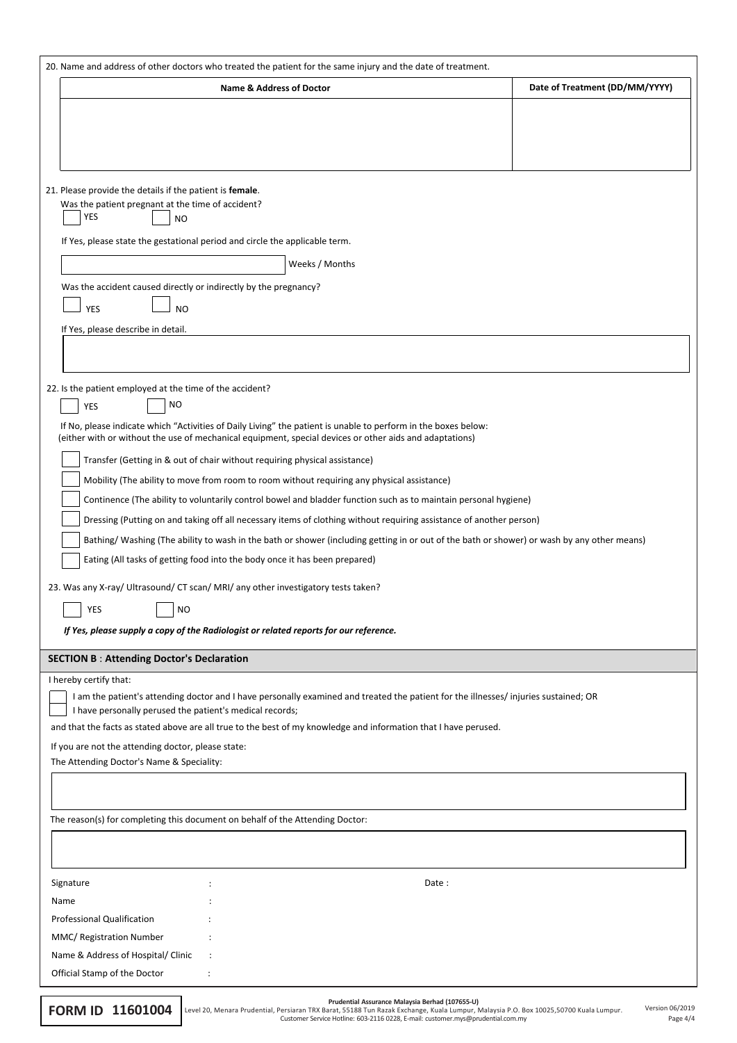20. Name and address of other doctors who treated the patient for the same injury and the date of treatment.

| Name & Address of Doctor | Date of Treatment (DD/MM/YYYY) |
| --- | --- |
| | |

21. Please provide the details if the patient is **female**.

Was the patient pregnant at the time of accident?

☐ YES ☐ NO

If Yes, please state the gestational period and circle the applicable term.

_______________ Weeks / Months

Was the accident caused directly or indirectly by the pregnancy?

☐ YES ☐ NO

If Yes, please describe in detail.

22. Is the patient employed at the time of the accident?

☐ YES ☐ NO

If No, please indicate which "Activities of Daily Living" the patient is unable to perform in the boxes below:
(either with or without the use of mechanical equipment, special devices or other aids and adaptations)

☐ Transfer (Getting in & out of chair without requiring physical assistance)

☐ Mobility (The ability to move from room to room without requiring any physical assistance)

☐ Continence (The ability to voluntarily control bowel and bladder function such as to maintain personal hygiene)

☐ Dressing (Putting on and taking off all necessary items of clothing without requiring assistance of another person)

☐ Bathing/ Washing (The ability to wash in the bath or shower (including getting in or out of the bath or shower) or wash by any other means)

☐ Eating (All tasks of getting food into the body once it has been prepared)

23. Was any X-ray/ Ultrasound/ CT scan/ MRI/ any other investigatory tests taken?

☐ YES ☐ NO

***If Yes, please supply a copy of the Radiologist or related reports for our reference.***

## SECTION B : Attending Doctor's Declaration

I hereby certify that:

☐ I am the patient's attending doctor and I have personally examined and treated the patient for the illnesses/ injuries sustained; OR

☐ I have personally perused the patient's medical records;

and that the facts as stated above are all true to the best of my knowledge and information that I have perused.

If you are not the attending doctor, please state:

The Attending Doctor's Name & Speciality:

The reason(s) for completing this document on behalf of the Attending Doctor:

Signature : Date :

Name :

Professional Qualification :

MMC/ Registration Number :

Name & Address of Hospital/ Clinic :

Official Stamp of the Doctor :

**FORM ID 11601004**

**Prudential Assurance Malaysia Berhad (107655-U)**
Level 20, Menara Prudential, Persiaran TRX Barat, 55188 Tun Razak Exchange, Kuala Lumpur, Malaysia P.O. Box 10025,50700 Kuala Lumpur.
Customer Service Hotline: 603-2116 0228, E-mail: customer.mys@prudential.com.my

Version 06/2019